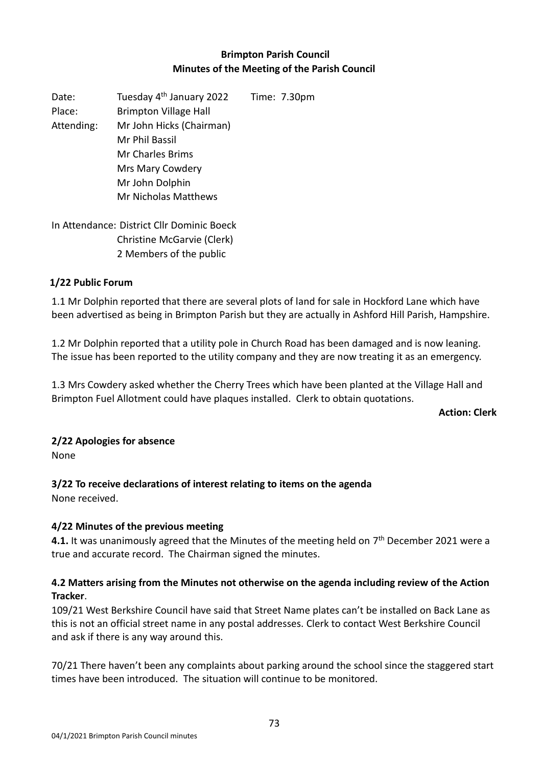**Brimpton Parish Council**
**Minutes of the Meeting of the Parish Council**

Date: Tuesday 4th January 2022 Time: 7.30pm
Place: Brimpton Village Hall
Attending: Mr John Hicks (Chairman)
Mr Phil Bassil
Mr Charles Brims
Mrs Mary Cowdery
Mr John Dolphin
Mr Nicholas Matthews

In Attendance: District Cllr Dominic Boeck
Christine McGarvie (Clerk)
2 Members of the public

**1/22 Public Forum**

1.1 Mr Dolphin reported that there are several plots of land for sale in Hockford Lane which have been advertised as being in Brimpton Parish but they are actually in Ashford Hill Parish, Hampshire.

1.2 Mr Dolphin reported that a utility pole in Church Road has been damaged and is now leaning. The issue has been reported to the utility company and they are now treating it as an emergency.

1.3 Mrs Cowdery asked whether the Cherry Trees which have been planted at the Village Hall and Brimpton Fuel Allotment could have plaques installed. Clerk to obtain quotations.

**Action: Clerk**

**2/22 Apologies for absence**

None

**3/22 To receive declarations of interest relating to items on the agenda**

None received.

**4/22 Minutes of the previous meeting**

**4.1.** It was unanimously agreed that the Minutes of the meeting held on 7th December 2021 were a true and accurate record. The Chairman signed the minutes.

**4.2 Matters arising from the Minutes not otherwise on the agenda including review of the Action Tracker**.

109/21 West Berkshire Council have said that Street Name plates can't be installed on Back Lane as this is not an official street name in any postal addresses. Clerk to contact West Berkshire Council and ask if there is any way around this.

70/21 There haven't been any complaints about parking around the school since the staggered start times have been introduced. The situation will continue to be monitored.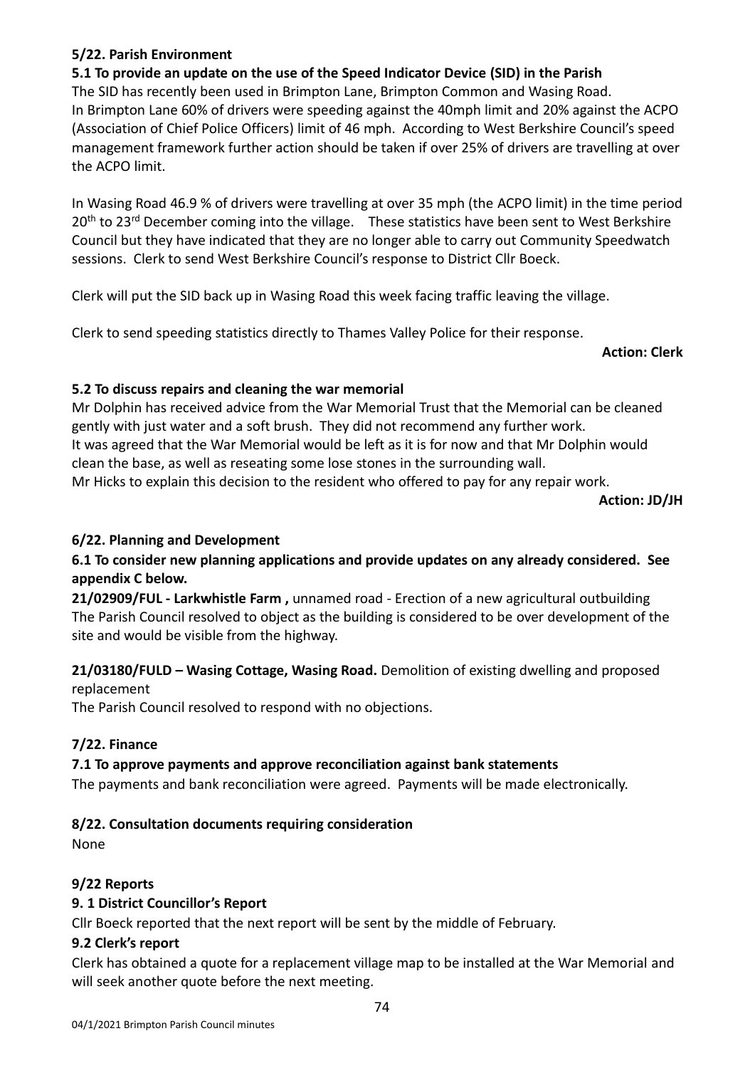**5/22. Parish Environment**

**5.1 To provide an update on the use of the Speed Indicator Device (SID) in the Parish**

The SID has recently been used in Brimpton Lane, Brimpton Common and Wasing Road. In Brimpton Lane 60% of drivers were speeding against the 40mph limit and 20% against the ACPO (Association of Chief Police Officers) limit of 46 mph. According to West Berkshire Council's speed management framework further action should be taken if over 25% of drivers are travelling at over the ACPO limit.

In Wasing Road 46.9 % of drivers were travelling at over 35 mph (the ACPO limit) in the time period 20th to 23rd December coming into the village. These statistics have been sent to West Berkshire Council but they have indicated that they are no longer able to carry out Community Speedwatch sessions. Clerk to send West Berkshire Council's response to District Cllr Boeck.

Clerk will put the SID back up in Wasing Road this week facing traffic leaving the village.

Clerk to send speeding statistics directly to Thames Valley Police for their response.

**Action: Clerk**

**5.2 To discuss repairs and cleaning the war memorial**

Mr Dolphin has received advice from the War Memorial Trust that the Memorial can be cleaned gently with just water and a soft brush. They did not recommend any further work. It was agreed that the War Memorial would be left as it is for now and that Mr Dolphin would clean the base, as well as reseating some lose stones in the surrounding wall. Mr Hicks to explain this decision to the resident who offered to pay for any repair work.

**Action: JD/JH**

**6/22. Planning and Development**

**6.1 To consider new planning applications and provide updates on any already considered. See appendix C below.**

**21/02909/FUL - Larkwhistle Farm ,** unnamed road - Erection of a new agricultural outbuilding The Parish Council resolved to object as the building is considered to be over development of the site and would be visible from the highway.

**21/03180/FULD – Wasing Cottage, Wasing Road.** Demolition of existing dwelling and proposed replacement

The Parish Council resolved to respond with no objections.

**7/22. Finance**

**7.1 To approve payments and approve reconciliation against bank statements**

The payments and bank reconciliation were agreed. Payments will be made electronically.

**8/22. Consultation documents requiring consideration**

None

**9/22 Reports**

**9. 1 District Councillor's Report**

Cllr Boeck reported that the next report will be sent by the middle of February.

**9.2 Clerk's report**

Clerk has obtained a quote for a replacement village map to be installed at the War Memorial and will seek another quote before the next meeting.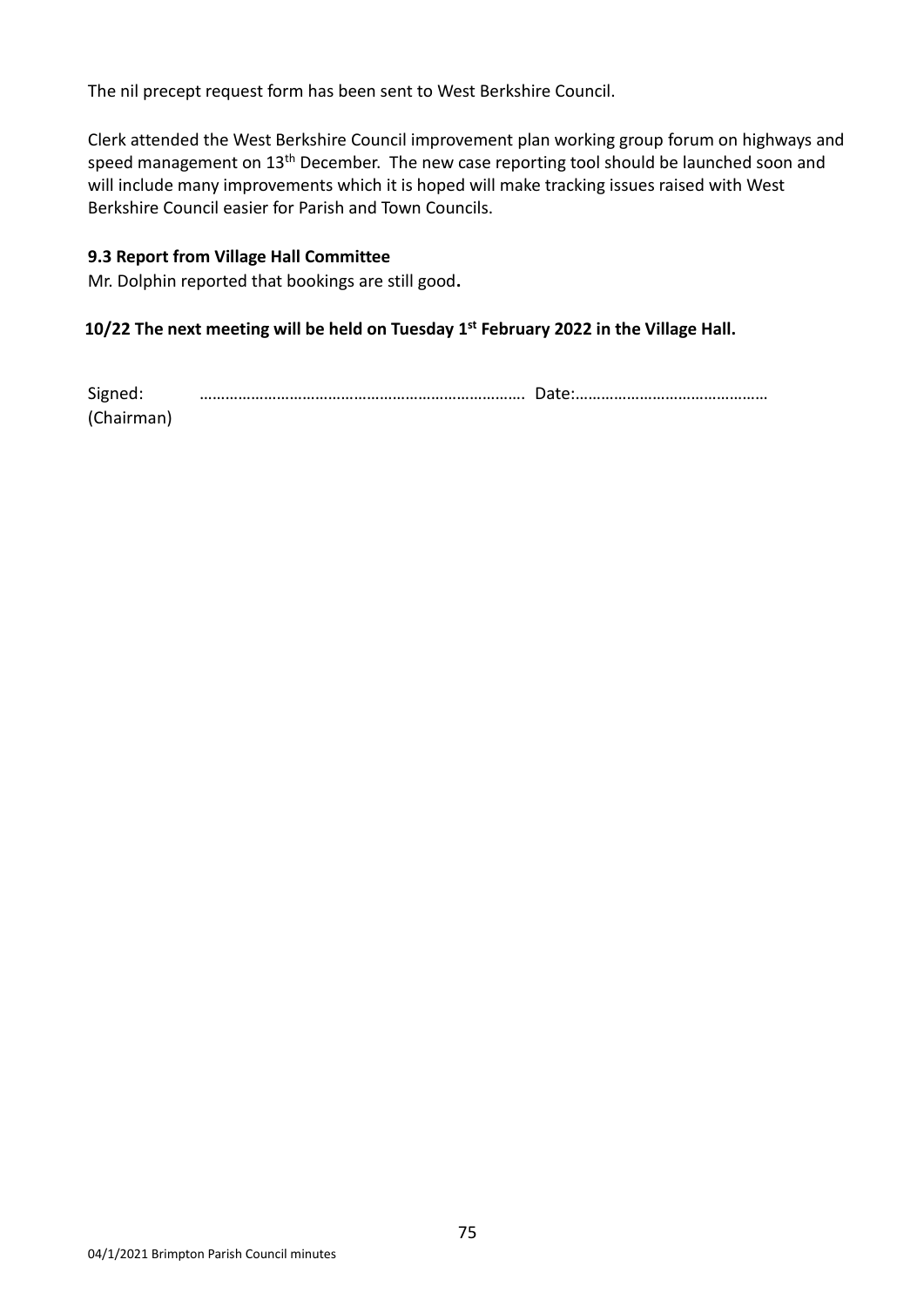The nil precept request form has been sent to West Berkshire Council.

Clerk attended the West Berkshire Council improvement plan working group forum on highways and speed management on 13th December. The new case reporting tool should be launched soon and will include many improvements which it is hoped will make tracking issues raised with West Berkshire Council easier for Parish and Town Councils.

**9.3 Report from Village Hall Committee**

Mr. Dolphin reported that bookings are still good.

**10/22 The next meeting will be held on Tuesday 1st February 2022 in the Village Hall.**

Signed: ……………………………………………………………………. Date:………………………………………
(Chairman)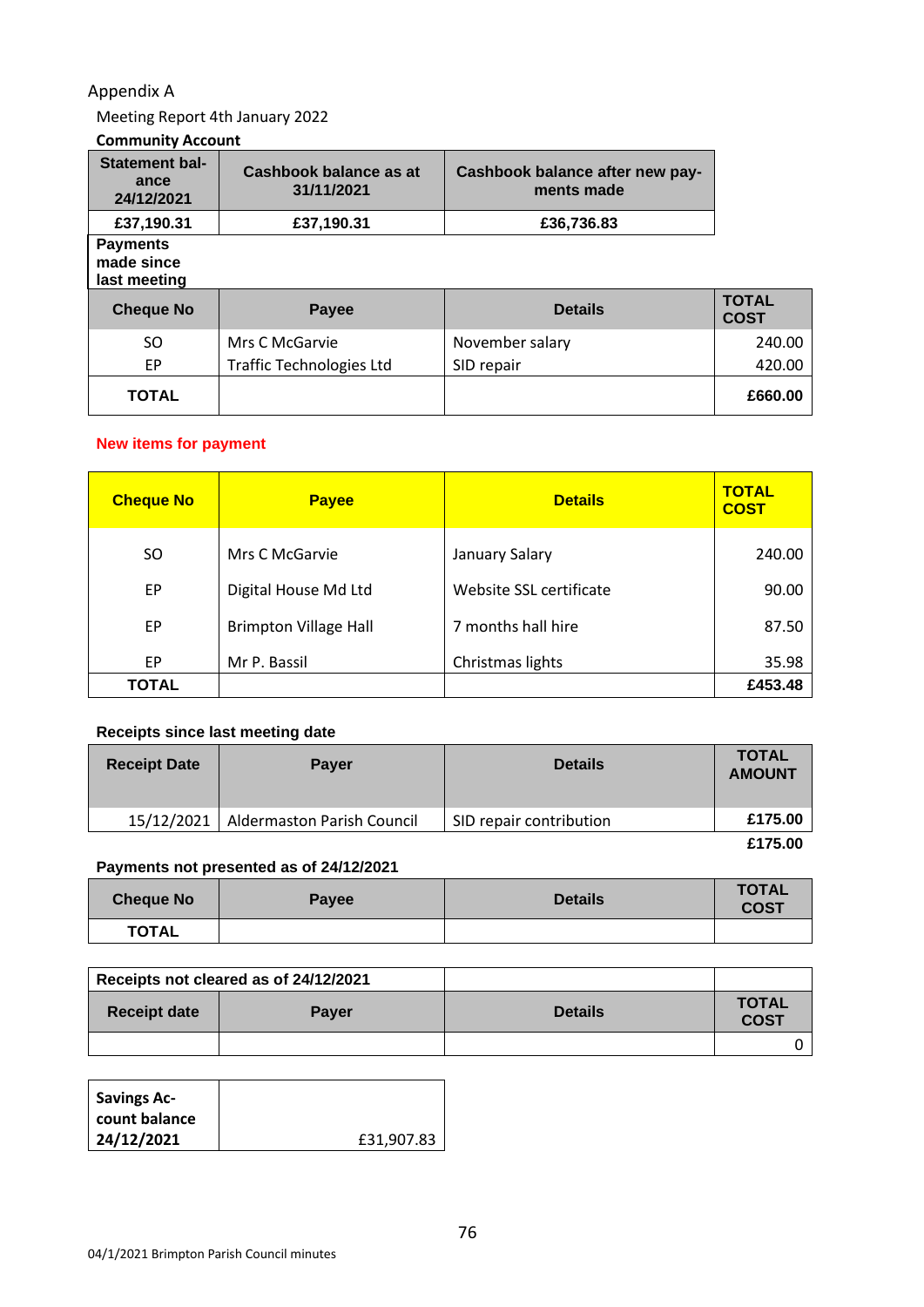Appendix A

Meeting Report 4th January 2022

**Community Account**

| Statement balance 24/12/2021 | Cashbook balance as at 31/11/2021 | Cashbook balance after new payments made |
|---|---|---|
| £37,190.31 | £37,190.31 | £36,736.83 |

**Payments made since last meeting**

| Cheque No | Payee | Details | TOTAL COST |
|---|---|---|---|
| SO | Mrs C McGarvie | November salary | 240.00 |
| EP | Traffic Technologies Ltd | SID repair | 420.00 |
| **TOTAL** | | | **£660.00** |

**New items for payment**

| Cheque No | Payee | Details | TOTAL COST |
|---|---|---|---|
| SO | Mrs C McGarvie | January Salary | 240.00 |
| EP | Digital House Md Ltd | Website SSL certificate | 90.00 |
| EP | Brimpton Village Hall | 7 months hall hire | 87.50 |
| EP | Mr P. Bassil | Christmas lights | 35.98 |
| **TOTAL** | | | **£453.48** |

**Receipts since last meeting date**

| Receipt Date | Payer | Details | TOTAL AMOUNT |
|---|---|---|---|
| 15/12/2021 | Aldermaston Parish Council | SID repair contribution | **£175.00** |
| | | | **£175.00** |

**Payments not presented as of 24/12/2021**

| Cheque No | Payee | Details | TOTAL COST |
|---|---|---|---|
| **TOTAL** | | | |

**Receipts not cleared as of 24/12/2021**

| Receipt date | Payer | Details | TOTAL COST |
|---|---|---|---|
| | | | 0 |

| **Savings Account balance 24/12/2021** | £31,907.83 |
|---|---|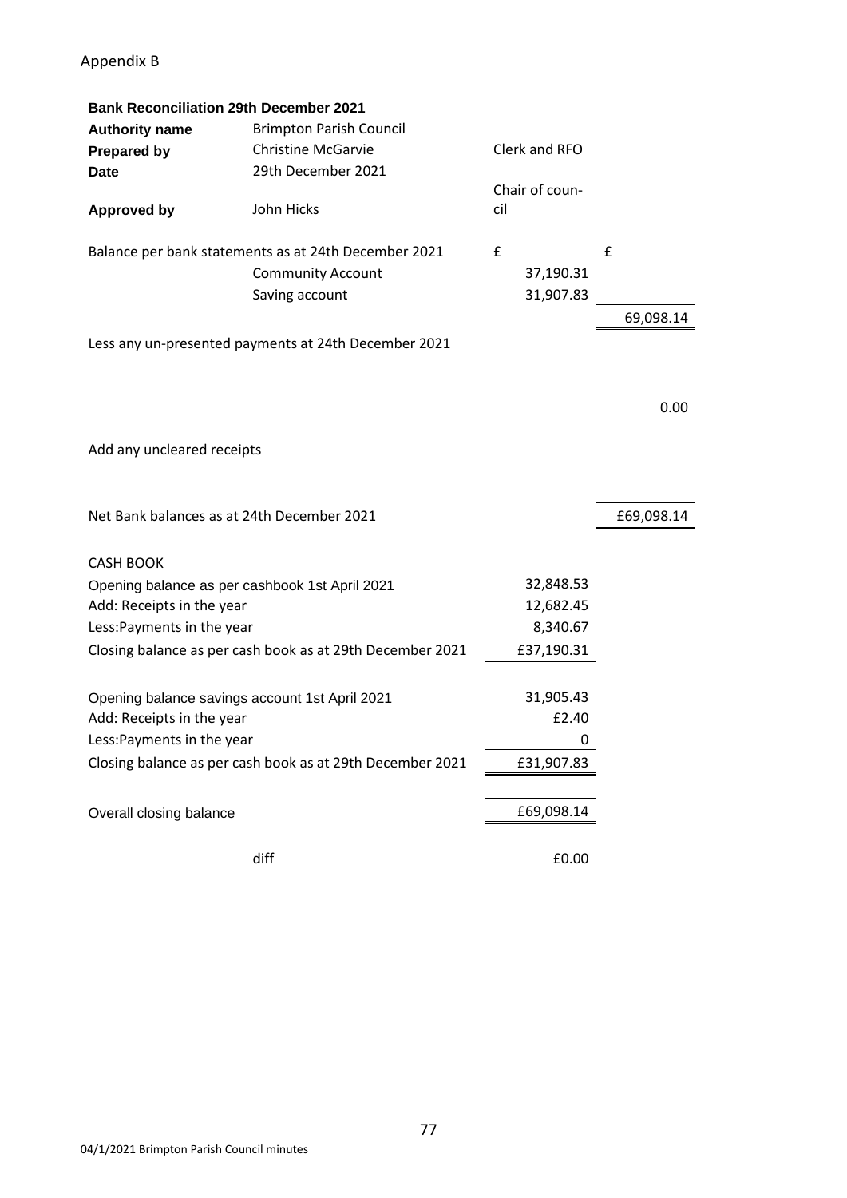Appendix B

**Bank Reconciliation 29th December 2021**

| | | | |
|---|---|---|---|
| **Authority name** | Brimpton Parish Council | | |
| **Prepared by** | Christine McGarvie | Clerk and RFO | |
| **Date** | 29th December 2021 | | |
| **Approved by** | John Hicks | Chair of council | |
| Balance per bank statements as at 24th December 2021 | | £ | £ |
| | Community Account | 37,190.31 | |
| | Saving account | 31,907.83 | |
| | | | 69,098.14 |
| Less any un-presented payments at 24th December 2021 | | | |
| | | | 0.00 |
| Add any uncleared receipts | | | |
| Net Bank balances as at 24th December 2021 | | | £69,098.14 |

| | |
|---|---|
| **CASH BOOK** | |
| Opening balance as per cashbook 1st April 2021 | 32,848.53 |
| Add: Receipts in the year | 12,682.45 |
| Less:Payments in the year | 8,340.67 |
| Closing balance as per cash book as at 29th December 2021 | £37,190.31 |
| | |
| Opening balance savings account 1st April 2021 | 31,905.43 |
| Add: Receipts in the year | £2.40 |
| Less:Payments in the year | 0 |
| Closing balance as per cash book as at 29th December 2021 | £31,907.83 |
| | |
| Overall closing balance | £69,098.14 |
| | |
| diff | £0.00 |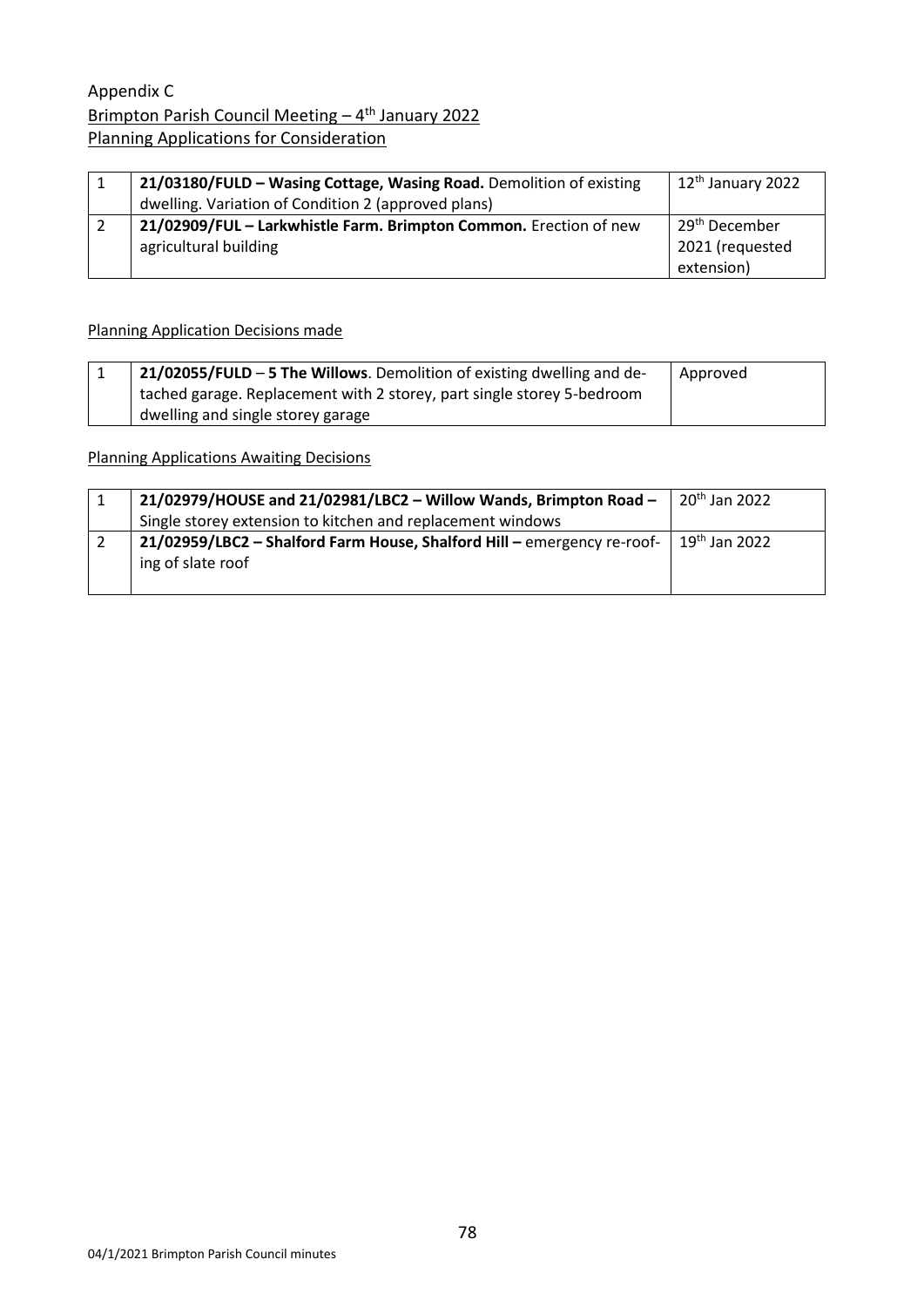Appendix C

Brimpton Parish Council Meeting – 4th January 2022

Planning Applications for Consideration

| | | |
|---|---|---|
| 1 | **21/03180/FULD – Wasing Cottage, Wasing Road.** Demolition of existing dwelling. Variation of Condition 2 (approved plans) | 12th January 2022 |
| 2 | **21/02909/FUL – Larkwhistle Farm. Brimpton Common.** Erection of new agricultural building | 29th December 2021 (requested extension) |

Planning Application Decisions made

| | | |
|---|---|---|
| 1 | **21/02055/FULD** – **5 The Willows**. Demolition of existing dwelling and detached garage. Replacement with 2 storey, part single storey 5-bedroom dwelling and single storey garage | Approved |

Planning Applications Awaiting Decisions

| | | |
|---|---|---|
| 1 | **21/02979/HOUSE and 21/02981/LBC2 – Willow Wands, Brimpton Road –** Single storey extension to kitchen and replacement windows | 20th Jan 2022 |
| 2 | **21/02959/LBC2 – Shalford Farm House, Shalford Hill –** emergency re-roofing of slate roof | 19th Jan 2022 |

04/1/2021 Brimpton Parish Council minutes